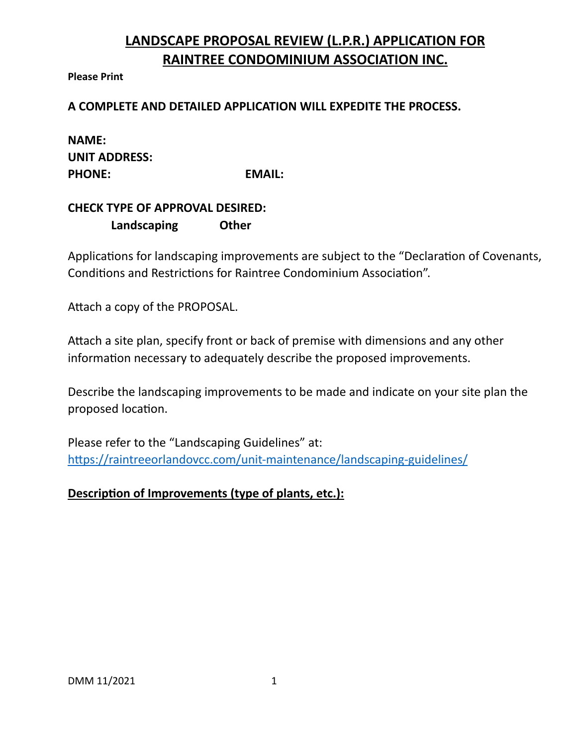# LANDSCAPE PROPOSAL REVIEW (L.P.R.) APPLICATION FOR RAINTREE CONDOMINIUM ASSOCIATION INC.

**Please Print**

**A COMPLETE AND DETAILED APPLICATION WILL EXPEDITE THE PROCESS.**

**NAME:**
**UNIT ADDRESS:**
**PHONE:** **EMAIL:**

**CHECK TYPE OF APPROVAL DESIRED:**
**Landscaping** **Other**

Applications for landscaping improvements are subject to the "Declaration of Covenants, Conditions and Restrictions for Raintree Condominium Association".

Attach a copy of the PROPOSAL.

Attach a site plan, specify front or back of premise with dimensions and any other information necessary to adequately describe the proposed improvements.

Describe the landscaping improvements to be made and indicate on your site plan the proposed location.

Please refer to the "Landscaping Guidelines" at:
https://raintreeorlandovcc.com/unit-maintenance/landscaping-guidelines/

**Description of Improvements (type of plants, etc.):**

DMM 11/2021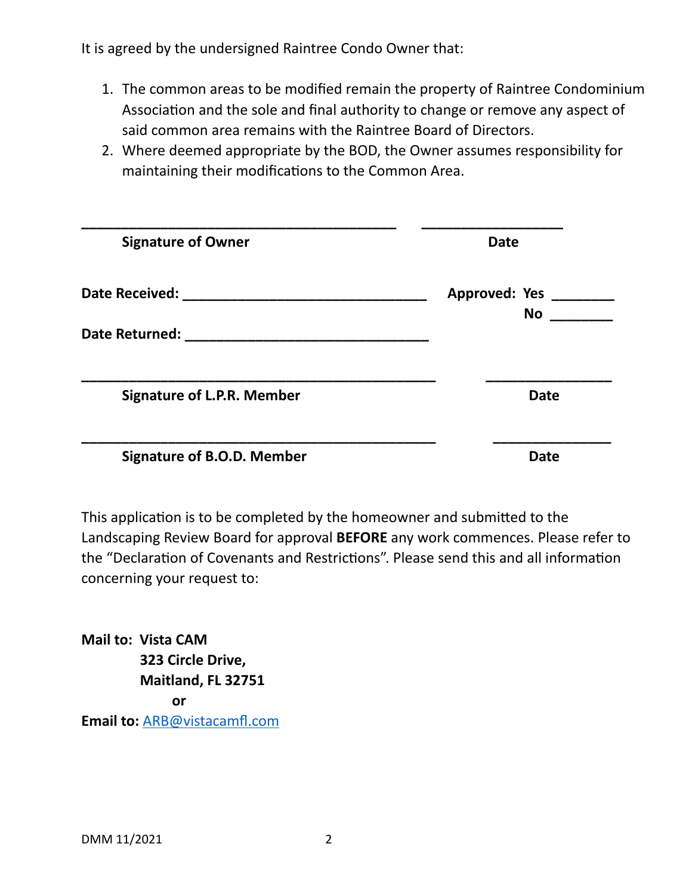It is agreed by the undersigned Raintree Condo Owner that:

1. The common areas to be modified remain the property of Raintree Condominium Association and the sole and final authority to change or remove any aspect of said common area remains with the Raintree Board of Directors.
2. Where deemed appropriate by the BOD, the Owner assumes responsibility for maintaining their modifications to the Common Area.

_________________________________________ __________________

**Signature of Owner** **Date**

**Date Received:** _______________________________ **Approved: Yes** ________

**No** ________

**Date Returned:** _______________________________

_____________________________________________ ________________

**Signature of L.P.R. Member** **Date**

_____________________________________________ _______________

**Signature of B.O.D. Member** **Date**

This application is to be completed by the homeowner and submitted to the Landscaping Review Board for approval **BEFORE** any work commences. Please refer to the "Declaration of Covenants and Restrictions". Please send this and all information concerning your request to:

**Mail to: Vista CAM**
**323 Circle Drive,**
**Maitland, FL 32751**
**or**
**Email to:** ARB@vistacamfl.com

DMM 11/2021